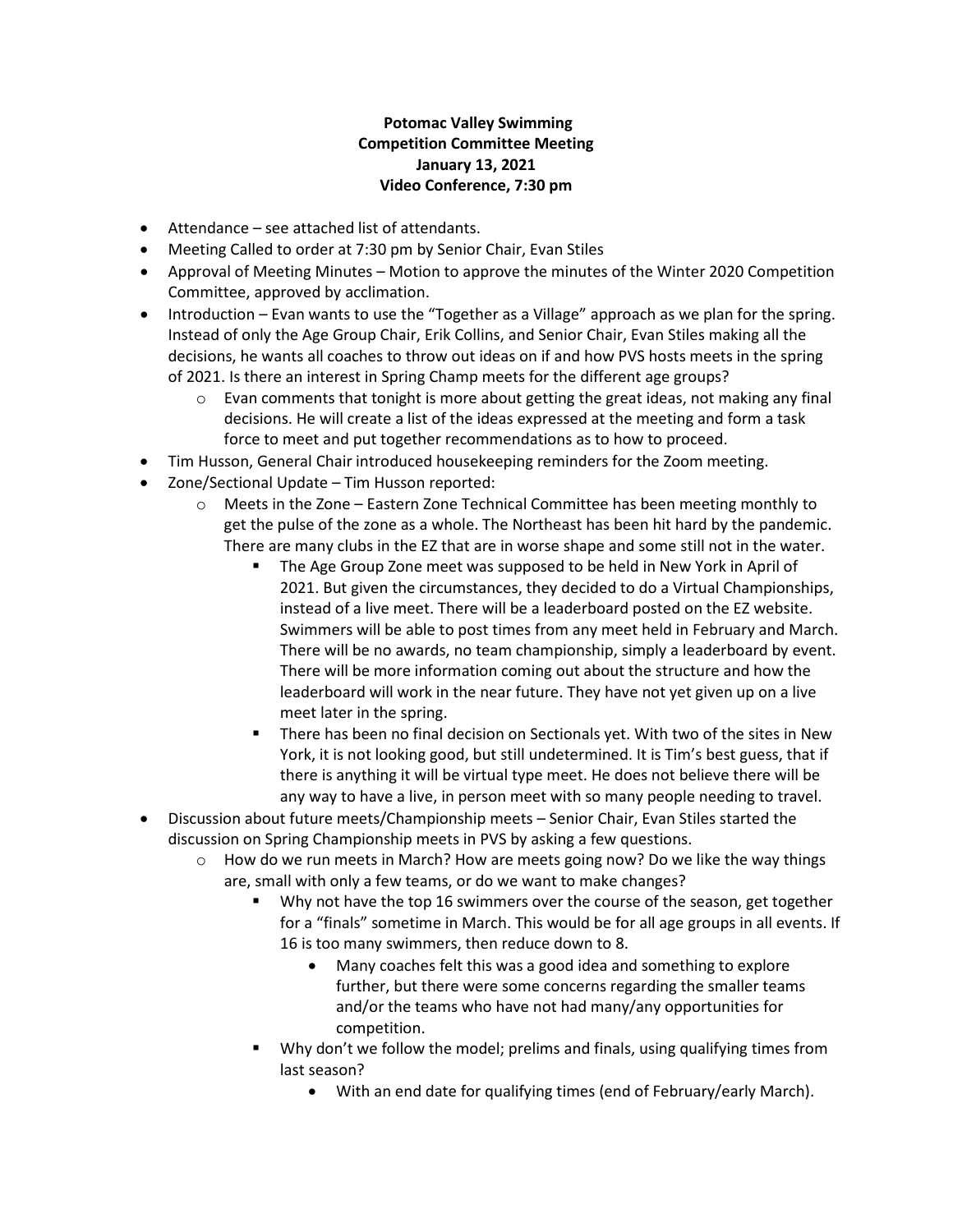**Potomac Valley Swimming**
**Competition Committee Meeting**
**January 13, 2021**
**Video Conference, 7:30 pm**

- Attendance – see attached list of attendants.
- Meeting Called to order at 7:30 pm by Senior Chair, Evan Stiles
- Approval of Meeting Minutes – Motion to approve the minutes of the Winter 2020 Competition Committee, approved by acclimation.
- Introduction – Evan wants to use the "Together as a Village" approach as we plan for the spring. Instead of only the Age Group Chair, Erik Collins, and Senior Chair, Evan Stiles making all the decisions, he wants all coaches to throw out ideas on if and how PVS hosts meets in the spring of 2021. Is there an interest in Spring Champ meets for the different age groups?
  - Evan comments that tonight is more about getting the great ideas, not making any final decisions. He will create a list of the ideas expressed at the meeting and form a task force to meet and put together recommendations as to how to proceed.
- Tim Husson, General Chair introduced housekeeping reminders for the Zoom meeting.
- Zone/Sectional Update – Tim Husson reported:
  - Meets in the Zone – Eastern Zone Technical Committee has been meeting monthly to get the pulse of the zone as a whole. The Northeast has been hit hard by the pandemic. There are many clubs in the EZ that are in worse shape and some still not in the water.
    - The Age Group Zone meet was supposed to be held in New York in April of 2021. But given the circumstances, they decided to do a Virtual Championships, instead of a live meet. There will be a leaderboard posted on the EZ website. Swimmers will be able to post times from any meet held in February and March. There will be no awards, no team championship, simply a leaderboard by event. There will be more information coming out about the structure and how the leaderboard will work in the near future. They have not yet given up on a live meet later in the spring.
    - There has been no final decision on Sectionals yet. With two of the sites in New York, it is not looking good, but still undetermined. It is Tim's best guess, that if there is anything it will be virtual type meet. He does not believe there will be any way to have a live, in person meet with so many people needing to travel.
- Discussion about future meets/Championship meets – Senior Chair, Evan Stiles started the discussion on Spring Championship meets in PVS by asking a few questions.
  - How do we run meets in March? How are meets going now? Do we like the way things are, small with only a few teams, or do we want to make changes?
    - Why not have the top 16 swimmers over the course of the season, get together for a "finals" sometime in March. This would be for all age groups in all events. If 16 is too many swimmers, then reduce down to 8.
      - Many coaches felt this was a good idea and something to explore further, but there were some concerns regarding the smaller teams and/or the teams who have not had many/any opportunities for competition.
    - Why don't we follow the model; prelims and finals, using qualifying times from last season?
      - With an end date for qualifying times (end of February/early March).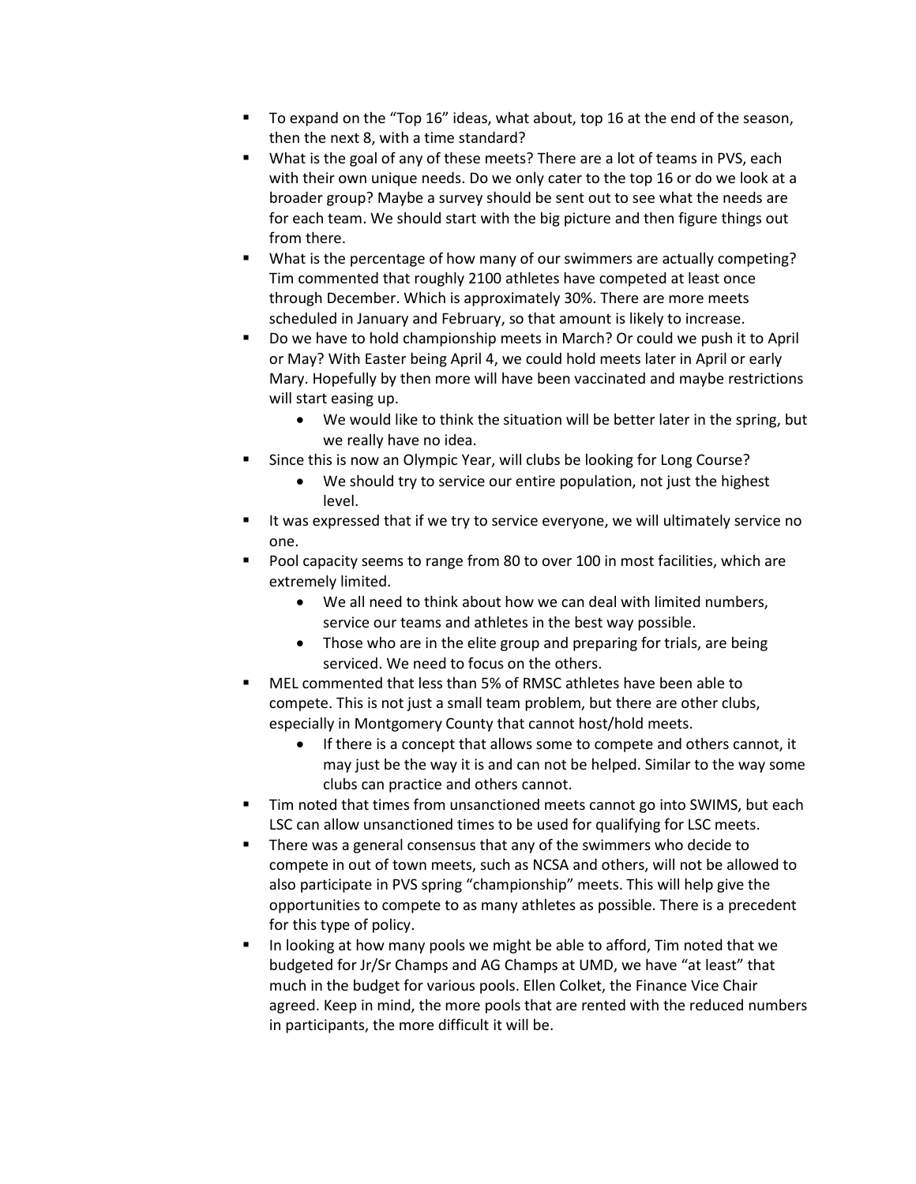- To expand on the "Top 16" ideas, what about, top 16 at the end of the season, then the next 8, with a time standard?
- What is the goal of any of these meets? There are a lot of teams in PVS, each with their own unique needs. Do we only cater to the top 16 or do we look at a broader group? Maybe a survey should be sent out to see what the needs are for each team. We should start with the big picture and then figure things out from there.
- What is the percentage of how many of our swimmers are actually competing? Tim commented that roughly 2100 athletes have competed at least once through December. Which is approximately 30%. There are more meets scheduled in January and February, so that amount is likely to increase.
- Do we have to hold championship meets in March? Or could we push it to April or May? With Easter being April 4, we could hold meets later in April or early Mary. Hopefully by then more will have been vaccinated and maybe restrictions will start easing up.
    - We would like to think the situation will be better later in the spring, but we really have no idea.
- Since this is now an Olympic Year, will clubs be looking for Long Course?
    - We should try to service our entire population, not just the highest level.
- It was expressed that if we try to service everyone, we will ultimately service no one.
- Pool capacity seems to range from 80 to over 100 in most facilities, which are extremely limited.
    - We all need to think about how we can deal with limited numbers, service our teams and athletes in the best way possible.
    - Those who are in the elite group and preparing for trials, are being serviced. We need to focus on the others.
- MEL commented that less than 5% of RMSC athletes have been able to compete. This is not just a small team problem, but there are other clubs, especially in Montgomery County that cannot host/hold meets.
    - If there is a concept that allows some to compete and others cannot, it may just be the way it is and can not be helped. Similar to the way some clubs can practice and others cannot.
- Tim noted that times from unsanctioned meets cannot go into SWIMS, but each LSC can allow unsanctioned times to be used for qualifying for LSC meets.
- There was a general consensus that any of the swimmers who decide to compete in out of town meets, such as NCSA and others, will not be allowed to also participate in PVS spring "championship" meets. This will help give the opportunities to compete to as many athletes as possible. There is a precedent for this type of policy.
- In looking at how many pools we might be able to afford, Tim noted that we budgeted for Jr/Sr Champs and AG Champs at UMD, we have "at least" that much in the budget for various pools. Ellen Colket, the Finance Vice Chair agreed. Keep in mind, the more pools that are rented with the reduced numbers in participants, the more difficult it will be.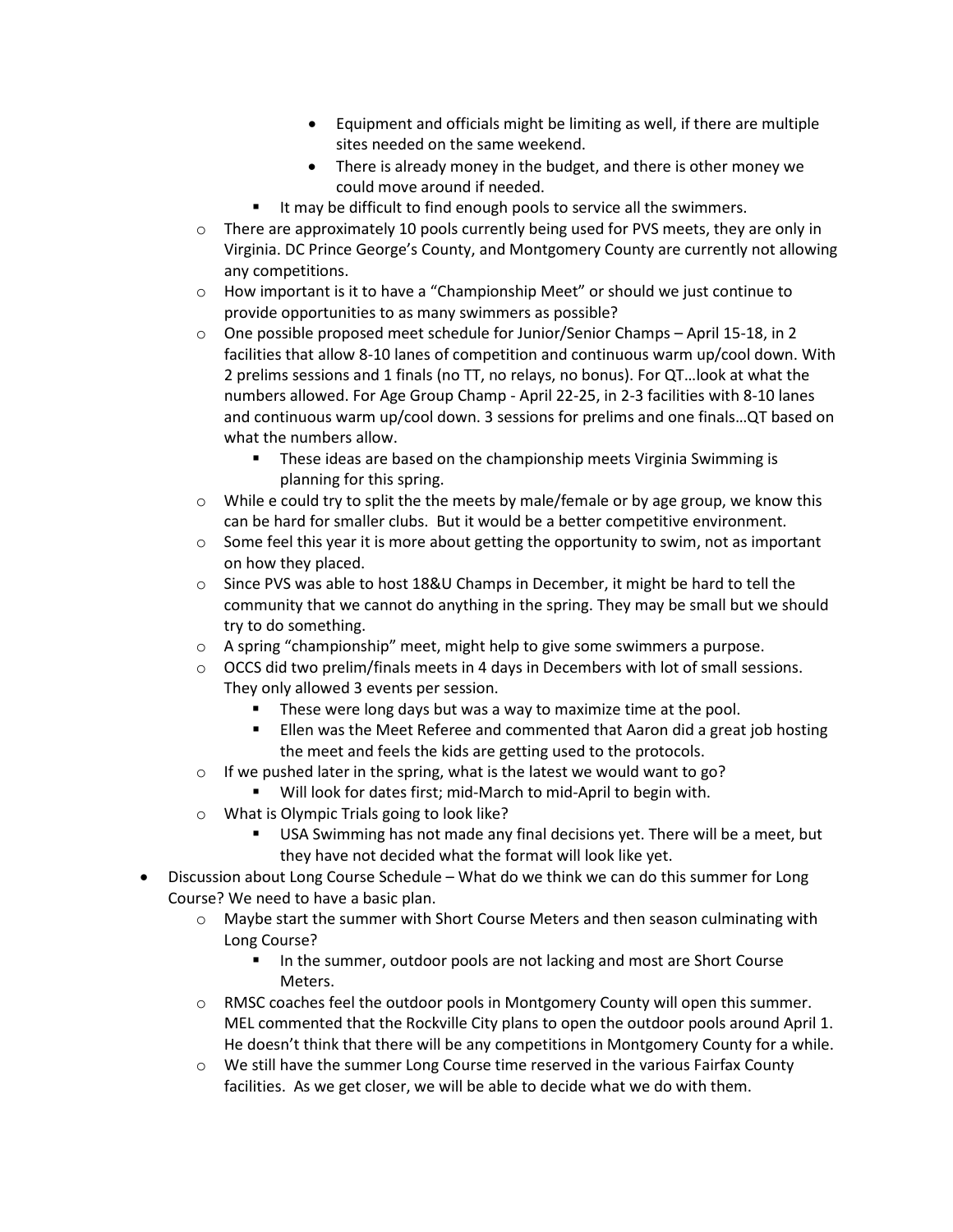- Equipment and officials might be limiting as well, if there are multiple sites needed on the same weekend.
        - There is already money in the budget, and there is other money we could move around if needed.
      - It may be difficult to find enough pools to service all the swimmers.
  - There are approximately 10 pools currently being used for PVS meets, they are only in Virginia. DC Prince George's County, and Montgomery County are currently not allowing any competitions.
  - How important is it to have a "Championship Meet" or should we just continue to provide opportunities to as many swimmers as possible?
  - One possible proposed meet schedule for Junior/Senior Champs – April 15-18, in 2 facilities that allow 8-10 lanes of competition and continuous warm up/cool down. With 2 prelims sessions and 1 finals (no TT, no relays, no bonus). For QT…look at what the numbers allowed. For Age Group Champ - April 22-25, in 2-3 facilities with 8-10 lanes and continuous warm up/cool down. 3 sessions for prelims and one finals…QT based on what the numbers allow.
    - These ideas are based on the championship meets Virginia Swimming is planning for this spring.
  - While e could try to split the the meets by male/female or by age group, we know this can be hard for smaller clubs. But it would be a better competitive environment.
  - Some feel this year it is more about getting the opportunity to swim, not as important on how they placed.
  - Since PVS was able to host 18&U Champs in December, it might be hard to tell the community that we cannot do anything in the spring. They may be small but we should try to do something.
  - A spring "championship" meet, might help to give some swimmers a purpose.
  - OCCS did two prelim/finals meets in 4 days in Decembers with lot of small sessions. They only allowed 3 events per session.
    - These were long days but was a way to maximize time at the pool.
    - Ellen was the Meet Referee and commented that Aaron did a great job hosting the meet and feels the kids are getting used to the protocols.
  - If we pushed later in the spring, what is the latest we would want to go?
    - Will look for dates first; mid-March to mid-April to begin with.
  - What is Olympic Trials going to look like?
    - USA Swimming has not made any final decisions yet. There will be a meet, but they have not decided what the format will look like yet.
- Discussion about Long Course Schedule – What do we think we can do this summer for Long Course? We need to have a basic plan.
  - Maybe start the summer with Short Course Meters and then season culminating with Long Course?
    - In the summer, outdoor pools are not lacking and most are Short Course Meters.
  - RMSC coaches feel the outdoor pools in Montgomery County will open this summer. MEL commented that the Rockville City plans to open the outdoor pools around April 1. He doesn't think that there will be any competitions in Montgomery County for a while.
  - We still have the summer Long Course time reserved in the various Fairfax County facilities. As we get closer, we will be able to decide what we do with them.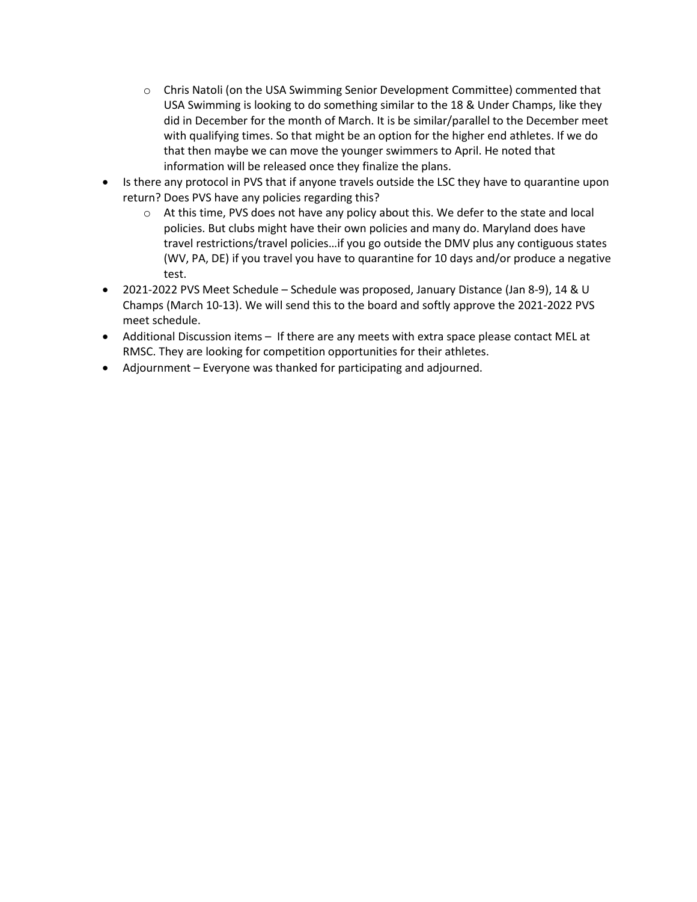- Chris Natoli (on the USA Swimming Senior Development Committee) commented that USA Swimming is looking to do something similar to the 18 & Under Champs, like they did in December for the month of March. It is be similar/parallel to the December meet with qualifying times. So that might be an option for the higher end athletes. If we do that then maybe we can move the younger swimmers to April. He noted that information will be released once they finalize the plans.
- Is there any protocol in PVS that if anyone travels outside the LSC they have to quarantine upon return? Does PVS have any policies regarding this?
  - At this time, PVS does not have any policy about this. We defer to the state and local policies. But clubs might have their own policies and many do. Maryland does have travel restrictions/travel policies…if you go outside the DMV plus any contiguous states (WV, PA, DE) if you travel you have to quarantine for 10 days and/or produce a negative test.
- 2021-2022 PVS Meet Schedule – Schedule was proposed, January Distance (Jan 8-9), 14 & U Champs (March 10-13). We will send this to the board and softly approve the 2021-2022 PVS meet schedule.
- Additional Discussion items – If there are any meets with extra space please contact MEL at RMSC. They are looking for competition opportunities for their athletes.
- Adjournment – Everyone was thanked for participating and adjourned.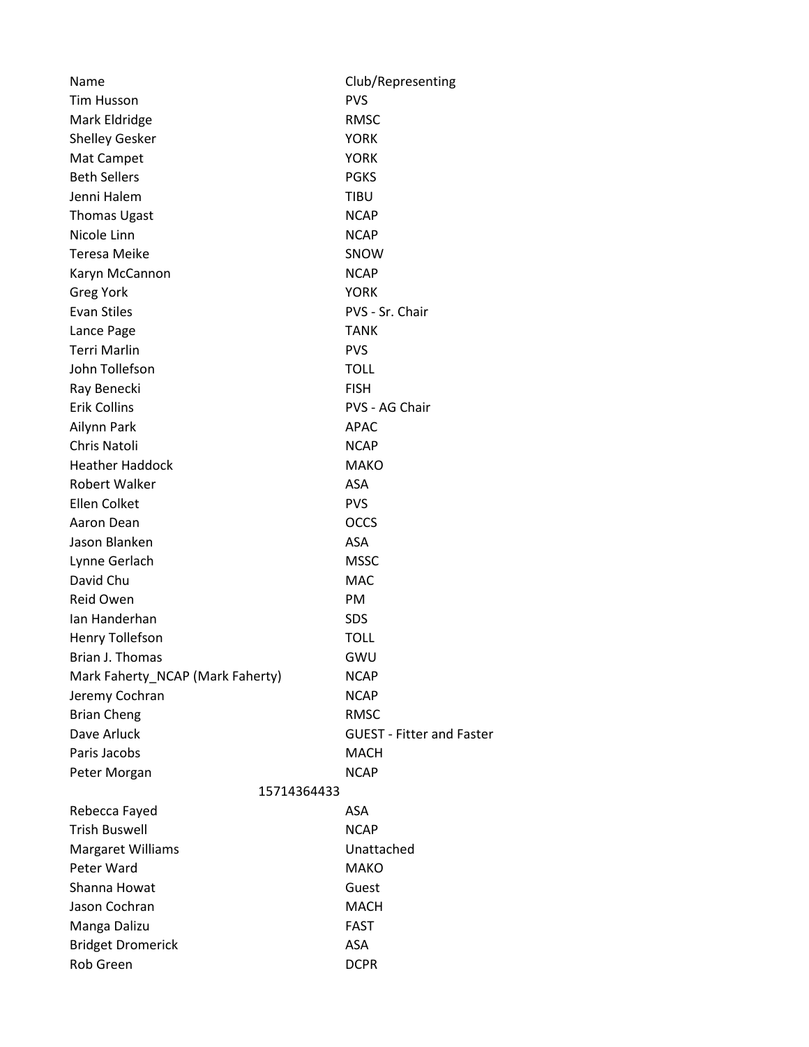| Name | Club/Representing |
|---|---|
| Tim Husson | PVS |
| Mark Eldridge | RMSC |
| Shelley Gesker | YORK |
| Mat Campet | YORK |
| Beth Sellers | PGKS |
| Jenni Halem | TIBU |
| Thomas Ugast | NCAP |
| Nicole Linn | NCAP |
| Teresa Meike | SNOW |
| Karyn McCannon | NCAP |
| Greg York | YORK |
| Evan Stiles | PVS - Sr. Chair |
| Lance Page | TANK |
| Terri Marlin | PVS |
| John Tollefson | TOLL |
| Ray Benecki | FISH |
| Erik Collins | PVS - AG Chair |
| Ailynn Park | APAC |
| Chris Natoli | NCAP |
| Heather Haddock | MAKO |
| Robert Walker | ASA |
| Ellen Colket | PVS |
| Aaron Dean | OCCS |
| Jason Blanken | ASA |
| Lynne Gerlach | MSSC |
| David Chu | MAC |
| Reid Owen | PM |
| Ian Handerhan | SDS |
| Henry Tollefson | TOLL |
| Brian J. Thomas | GWU |
| Mark Faherty_NCAP (Mark Faherty) | NCAP |
| Jeremy Cochran | NCAP |
| Brian Cheng | RMSC |
| Dave Arluck | GUEST - Fitter and Faster |
| Paris Jacobs | MACH |
| Peter Morgan | NCAP |
| 15714364433 | |
| Rebecca Fayed | ASA |
| Trish Buswell | NCAP |
| Margaret Williams | Unattached |
| Peter Ward | MAKO |
| Shanna Howat | Guest |
| Jason Cochran | MACH |
| Manga Dalizu | FAST |
| Bridget Dromerick | ASA |
| Rob Green | DCPR |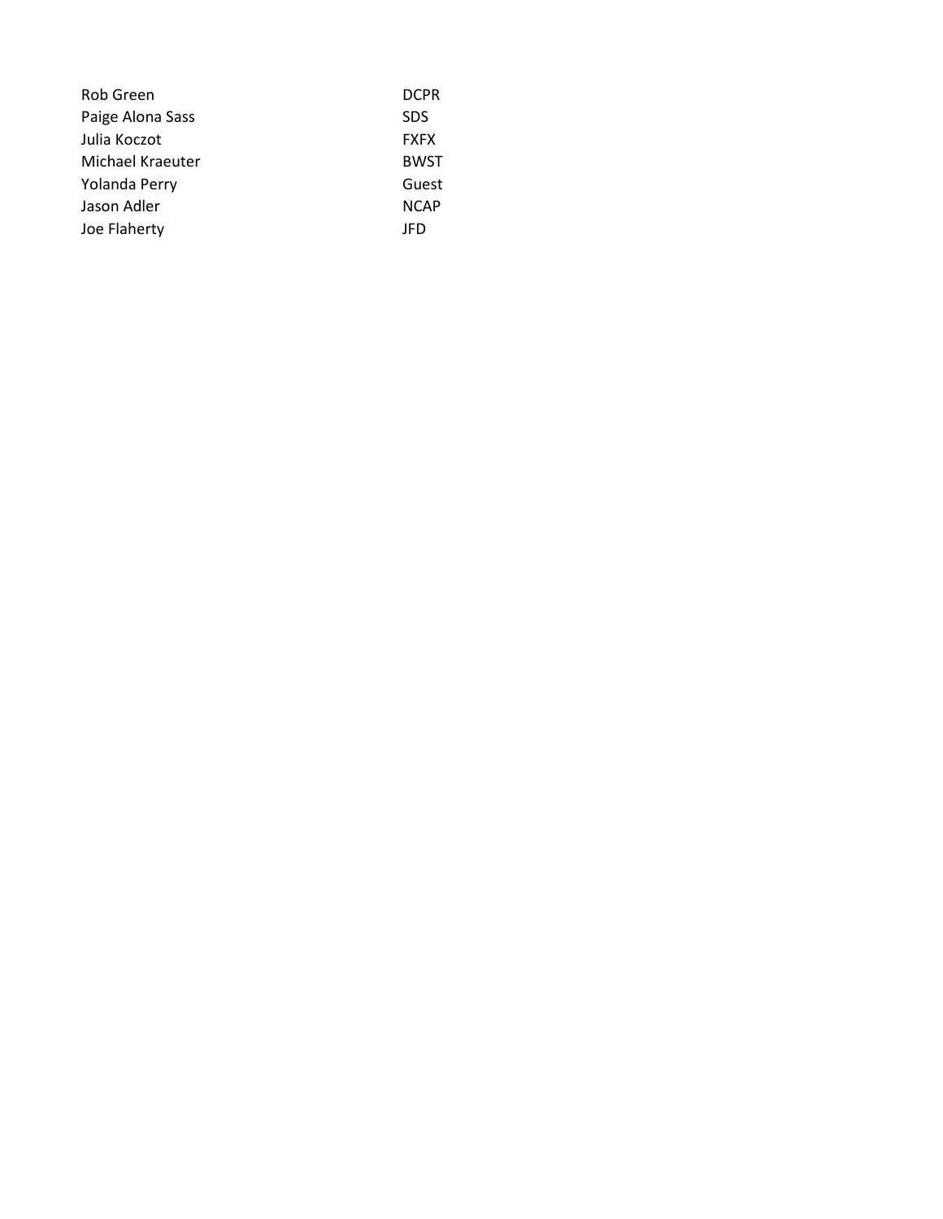| | |
|---|---|
| Rob Green | DCPR |
| Paige Alona Sass | SDS |
| Julia Koczot | FXFX |
| Michael Kraeuter | BWST |
| Yolanda Perry | Guest |
| Jason Adler | NCAP |
| Joe Flaherty | JFD |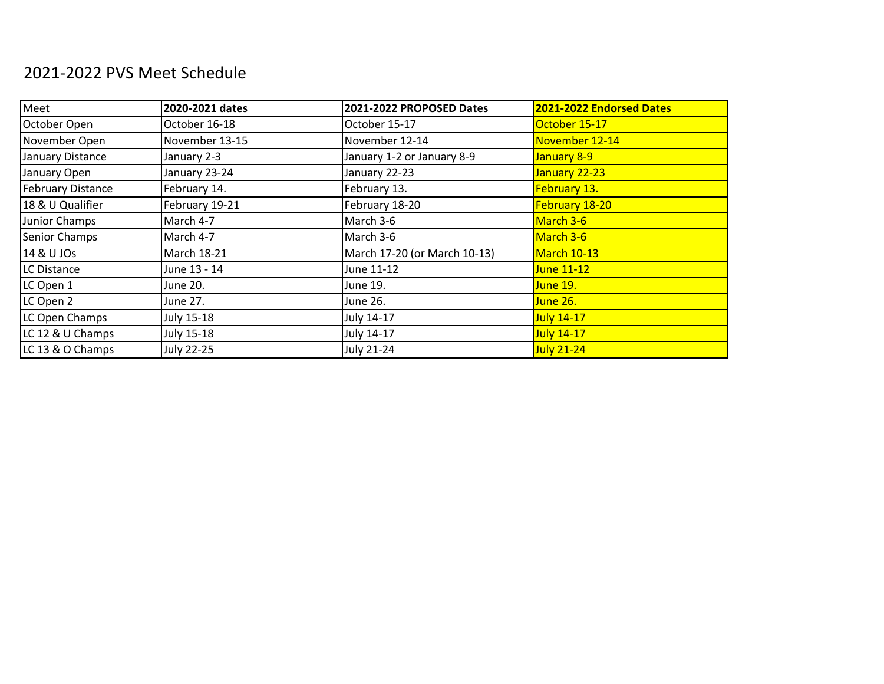# 2021-2022 PVS Meet Schedule

| Meet | **2020-2021 dates** | **2021-2022 PROPOSED Dates** | **2021-2022 Endorsed Dates** |
|---|---|---|---|
| October Open | October 16-18 | October 15-17 | October 15-17 |
| November Open | November 13-15 | November 12-14 | November 12-14 |
| January Distance | January 2-3 | January 1-2 or January 8-9 | January 8-9 |
| January Open | January 23-24 | January 22-23 | January 22-23 |
| February Distance | February 14. | February 13. | February 13. |
| 18 & U Qualifier | February 19-21 | February 18-20 | February 18-20 |
| Junior Champs | March 4-7 | March 3-6 | March 3-6 |
| Senior Champs | March 4-7 | March 3-6 | March 3-6 |
| 14 & U JOs | March 18-21 | March 17-20 (or March 10-13) | March 10-13 |
| LC Distance | June 13 - 14 | June 11-12 | June 11-12 |
| LC Open 1 | June 20. | June 19. | June 19. |
| LC Open 2 | June 27. | June 26. | June 26. |
| LC Open Champs | July 15-18 | July 14-17 | July 14-17 |
| LC 12 & U Champs | July 15-18 | July 14-17 | July 14-17 |
| LC 13 & O Champs | July 22-25 | July 21-24 | July 21-24 |